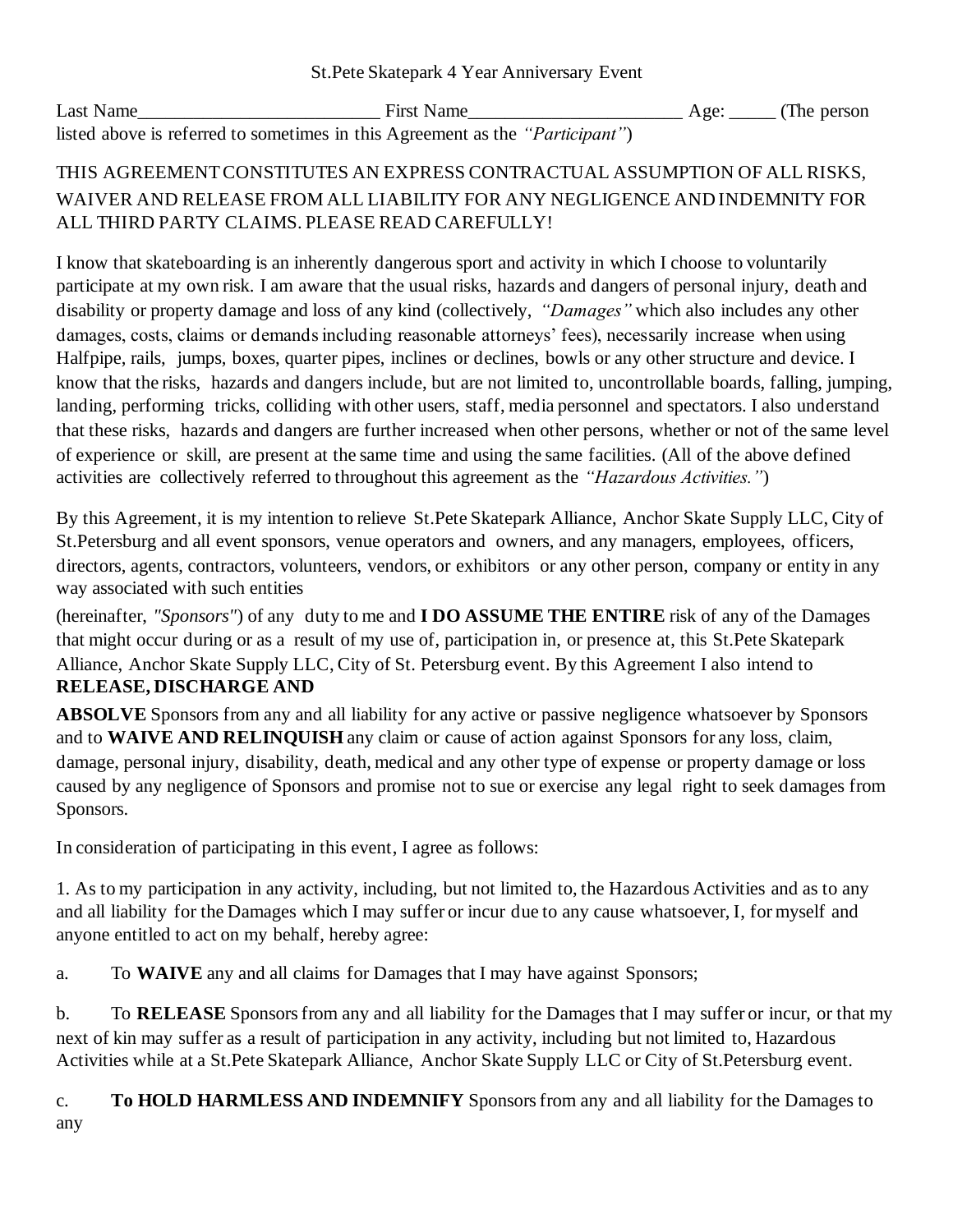St.Pete Skatepark 4 Year Anniversary Event

Last Name__________________________ First Name_______________________ Age: _____ (The person listed above is referred to sometimes in this Agreement as the *"Participant"*)

THIS AGREEMENT CONSTITUTES AN EXPRESS CONTRACTUAL ASSUMPTION OF ALL RISKS, WAIVER AND RELEASE FROM ALL LIABILITY FOR ANY NEGLIGENCE AND INDEMNITY FOR ALL THIRD PARTY CLAIMS. PLEASE READ CAREFULLY!

I know that skateboarding is an inherently dangerous sport and activity in which I choose to voluntarily participate at my own risk. I am aware that the usual risks, hazards and dangers of personal injury, death and disability or property damage and loss of any kind (collectively, *"Damages"* which also includes any other damages, costs, claims or demands including reasonable attorneys' fees), necessarily increase when using Halfpipe, rails, jumps, boxes, quarter pipes, inclines or declines, bowls or any other structure and device. I know that the risks, hazards and dangers include, but are not limited to, uncontrollable boards, falling, jumping, landing, performing tricks, colliding with other users, staff, media personnel and spectators. I also understand that these risks, hazards and dangers are further increased when other persons, whether or not of the same level of experience or skill, are present at the same time and using the same facilities. (All of the above defined activities are collectively referred to throughout this agreement as the *"Hazardous Activities."*)

By this Agreement, it is my intention to relieve St.Pete Skatepark Alliance, Anchor Skate Supply LLC, City of St.Petersburg and all event sponsors, venue operators and owners, and any managers, employees, officers, directors, agents, contractors, volunteers, vendors, or exhibitors or any other person, company or entity in any way associated with such entities

(hereinafter, *"Sponsors"*) of any duty to me and **I DO ASSUME THE ENTIRE** risk of any of the Damages that might occur during or as a result of my use of, participation in, or presence at, this St.Pete Skatepark Alliance, Anchor Skate Supply LLC, City of St. Petersburg event. By this Agreement I also intend to **RELEASE, DISCHARGE AND**

**ABSOLVE** Sponsors from any and all liability for any active or passive negligence whatsoever by Sponsors and to **WAIVE AND RELINQUISH** any claim or cause of action against Sponsors for any loss, claim, damage, personal injury, disability, death, medical and any other type of expense or property damage or loss caused by any negligence of Sponsors and promise not to sue or exercise any legal right to seek damages from Sponsors.

In consideration of participating in this event, I agree as follows:

1. As to my participation in any activity, including, but not limited to, the Hazardous Activities and as to any and all liability for the Damages which I may suffer or incur due to any cause whatsoever, I, for myself and anyone entitled to act on my behalf, hereby agree:

a. To **WAIVE** any and all claims for Damages that I may have against Sponsors;

b. To **RELEASE** Sponsors from any and all liability for the Damages that I may suffer or incur, or that my next of kin may suffer as a result of participation in any activity, including but not limited to, Hazardous Activities while at a St.Pete Skatepark Alliance, Anchor Skate Supply LLC or City of St.Petersburg event.

c. **To HOLD HARMLESS AND INDEMNIFY** Sponsors from any and all liability for the Damages to any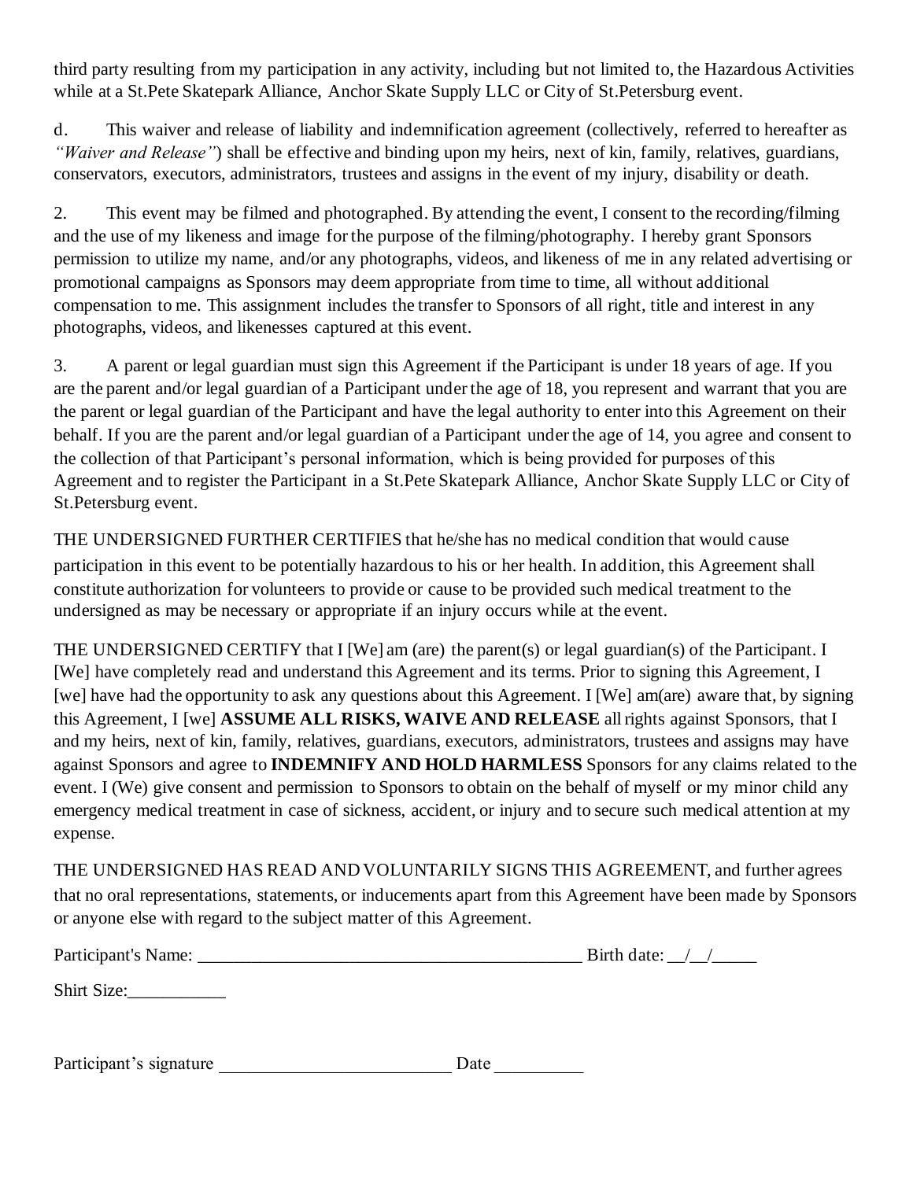third party resulting from my participation in any activity, including but not limited to, the Hazardous Activities while at a St.Pete Skatepark Alliance, Anchor Skate Supply LLC or City of St.Petersburg event.

d. This waiver and release of liability and indemnification agreement (collectively, referred to hereafter as *"Waiver and Release"*) shall be effective and binding upon my heirs, next of kin, family, relatives, guardians, conservators, executors, administrators, trustees and assigns in the event of my injury, disability or death.

2. This event may be filmed and photographed. By attending the event, I consent to the recording/filming and the use of my likeness and image for the purpose of the filming/photography. I hereby grant Sponsors permission to utilize my name, and/or any photographs, videos, and likeness of me in any related advertising or promotional campaigns as Sponsors may deem appropriate from time to time, all without additional compensation to me. This assignment includes the transfer to Sponsors of all right, title and interest in any photographs, videos, and likenesses captured at this event.

3. A parent or legal guardian must sign this Agreement if the Participant is under 18 years of age. If you are the parent and/or legal guardian of a Participant under the age of 18, you represent and warrant that you are the parent or legal guardian of the Participant and have the legal authority to enter into this Agreement on their behalf. If you are the parent and/or legal guardian of a Participant under the age of 14, you agree and consent to the collection of that Participant's personal information, which is being provided for purposes of this Agreement and to register the Participant in a St.Pete Skatepark Alliance, Anchor Skate Supply LLC or City of St.Petersburg event.

THE UNDERSIGNED FURTHER CERTIFIES that he/she has no medical condition that would cause participation in this event to be potentially hazardous to his or her health. In addition, this Agreement shall constitute authorization for volunteers to provide or cause to be provided such medical treatment to the undersigned as may be necessary or appropriate if an injury occurs while at the event.

THE UNDERSIGNED CERTIFY that I [We] am (are) the parent(s) or legal guardian(s) of the Participant. I [We] have completely read and understand this Agreement and its terms. Prior to signing this Agreement, I [we] have had the opportunity to ask any questions about this Agreement. I [We] am(are) aware that, by signing this Agreement, I [we] **ASSUME ALL RISKS, WAIVE AND RELEASE** all rights against Sponsors, that I and my heirs, next of kin, family, relatives, guardians, executors, administrators, trustees and assigns may have against Sponsors and agree to **INDEMNIFY AND HOLD HARMLESS** Sponsors for any claims related to the event. I (We) give consent and permission to Sponsors to obtain on the behalf of myself or my minor child any emergency medical treatment in case of sickness, accident, or injury and to secure such medical attention at my expense.

THE UNDERSIGNED HAS READ AND VOLUNTARILY SIGNS THIS AGREEMENT, and further agrees that no oral representations, statements, or inducements apart from this Agreement have been made by Sponsors or anyone else with regard to the subject matter of this Agreement.

Participant's Name: ____________________________________________ Birth date: __/__/_____

Shirt Size:___________

Participant's signature __________________________ Date __________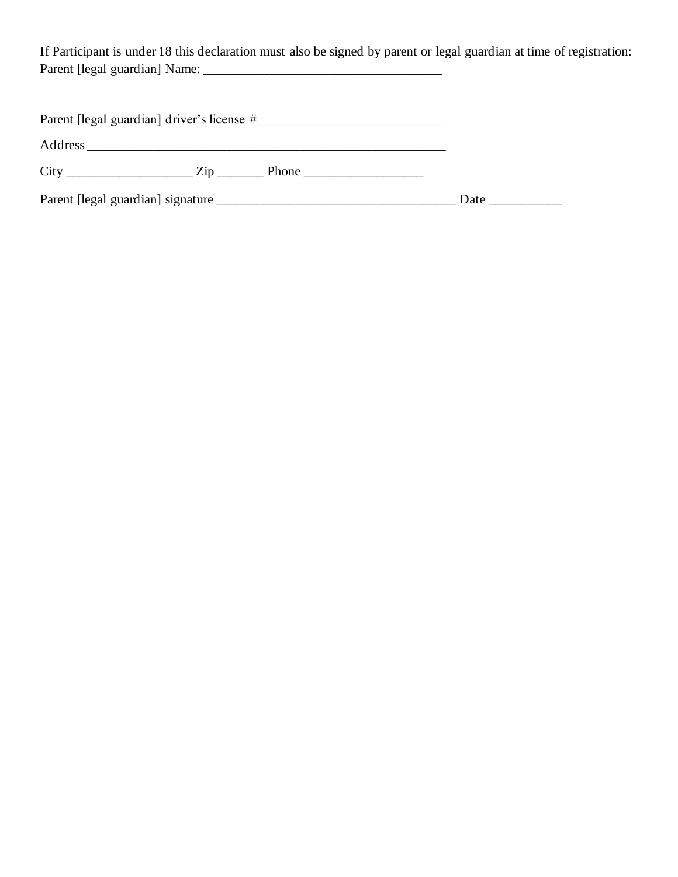If Participant is under 18 this declaration must also be signed by parent or legal guardian at time of registration:
Parent [legal guardian] Name: ____________________________________

Parent [legal guardian] driver's license #___________________________

Address _______________________________________________________

City ___________________ Zip _______ Phone _________________

Parent [legal guardian] signature ____________________________________ Date ___________